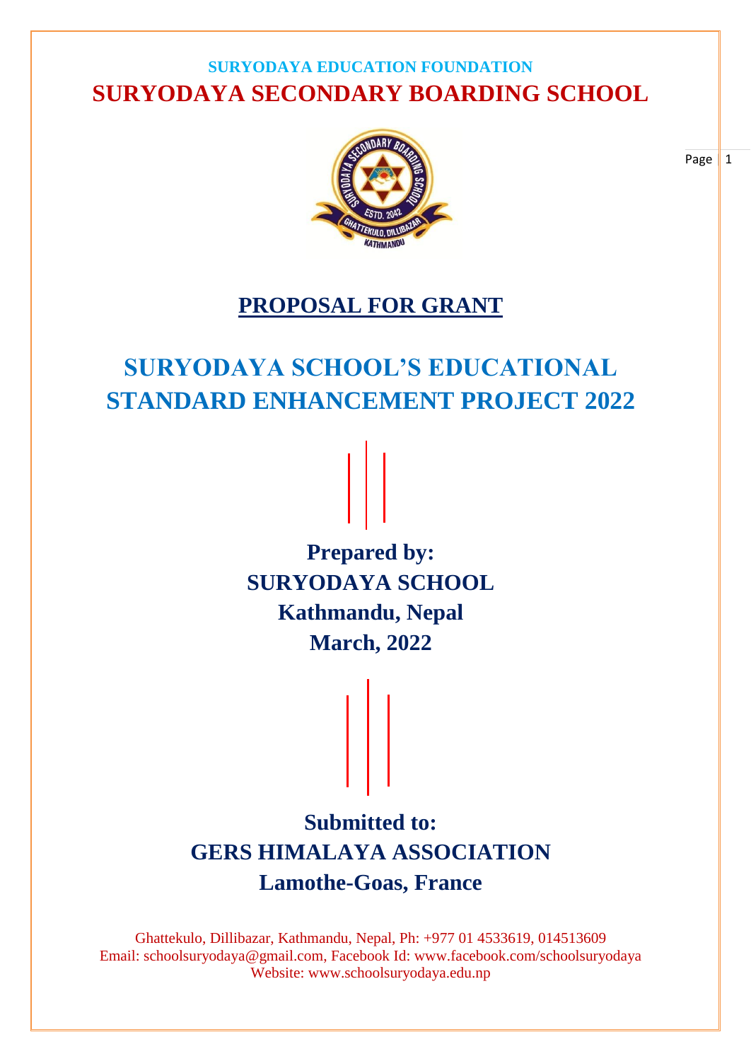SURYODAYA EDUCATION FOUNDATION

# SURYODAYA SECONDARY BOARDING SCHOOL

## PROPOSAL FOR GRANT

# SURYODAYA SCHOOL'S EDUCATIONAL STANDARD ENHANCEMENT PROJECT 2022

**Prepared by:**
**SURYODAYA SCHOOL**
**Kathmandu, Nepal**
**March, 2022**

**Submitted to:**
**GERS HIMALAYA ASSOCIATION**
**Lamothe-Goas, France**

Ghattekulo, Dillibazar, Kathmandu, Nepal, Ph: +977 01 4533619, 014513609
Email: schoolsuryodaya@gmail.com, Facebook Id: www.facebook.com/schoolsuryodaya
Website: www.schoolsuryodaya.edu.np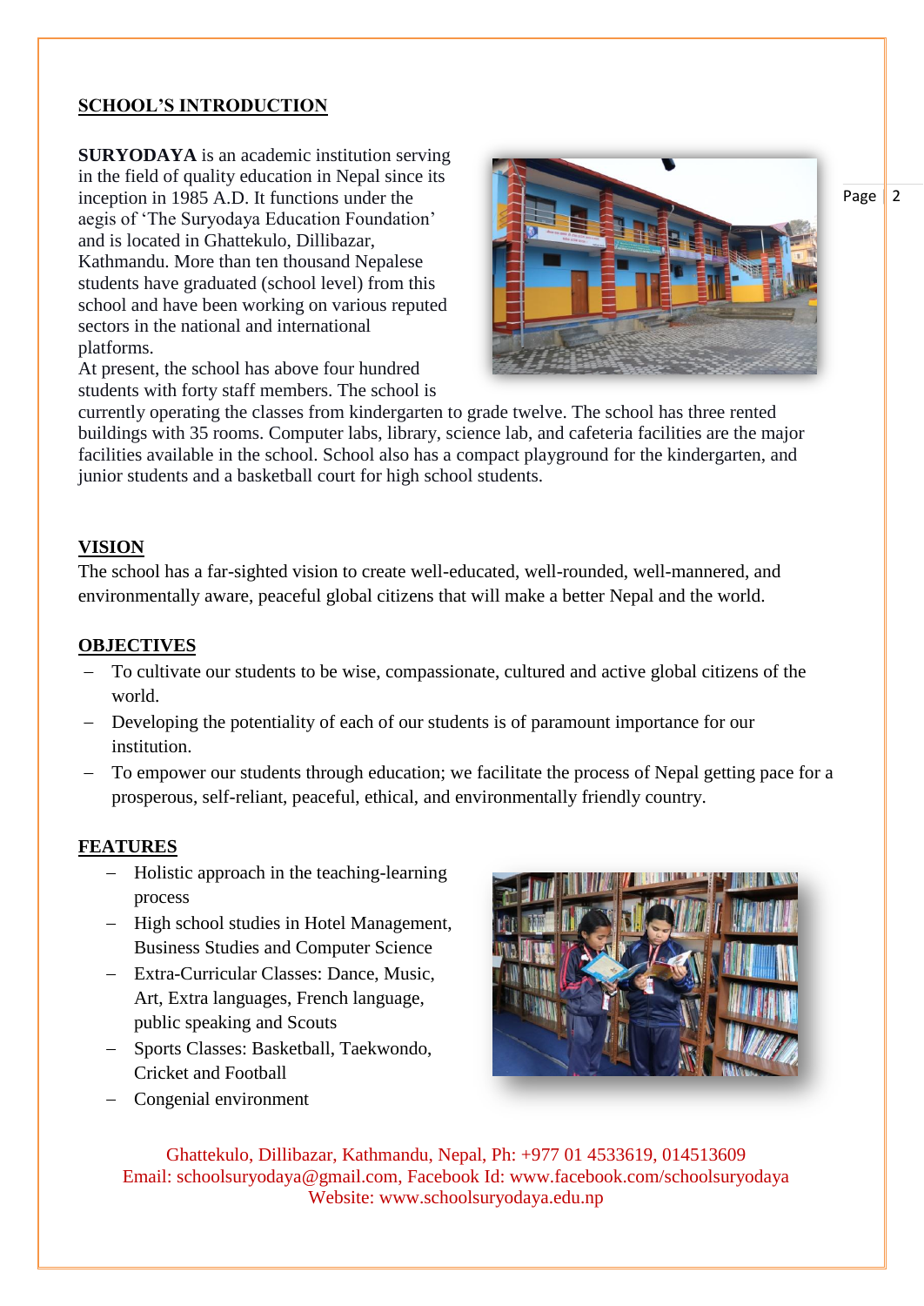## SCHOOL'S INTRODUCTION

**SURYODAYA** is an academic institution serving in the field of quality education in Nepal since its inception in 1985 A.D. It functions under the aegis of 'The Suryodaya Education Foundation' and is located in Ghattekulo, Dillibazar, Kathmandu. More than ten thousand Nepalese students have graduated (school level) from this school and have been working on various reputed sectors in the national and international platforms.

At present, the school has above four hundred students with forty staff members. The school is currently operating the classes from kindergarten to grade twelve. The school has three rented buildings with 35 rooms. Computer labs, library, science lab, and cafeteria facilities are the major facilities available in the school. School also has a compact playground for the kindergarten, and junior students and a basketball court for high school students.

## VISION

The school has a far-sighted vision to create well-educated, well-rounded, well-mannered, and environmentally aware, peaceful global citizens that will make a better Nepal and the world.

## OBJECTIVES

- To cultivate our students to be wise, compassionate, cultured and active global citizens of the world.
- Developing the potentiality of each of our students is of paramount importance for our institution.
- To empower our students through education; we facilitate the process of Nepal getting pace for a prosperous, self-reliant, peaceful, ethical, and environmentally friendly country.

## FEATURES

- Holistic approach in the teaching-learning process
- High school studies in Hotel Management, Business Studies and Computer Science
- Extra-Curricular Classes: Dance, Music, Art, Extra languages, French language, public speaking and Scouts
- Sports Classes: Basketball, Taekwondo, Cricket and Football
- Congenial environment

Ghattekulo, Dillibazar, Kathmandu, Nepal, Ph: +977 01 4533619, 014513609
Email: schoolsuryodaya@gmail.com, Facebook Id: www.facebook.com/schoolsuryodaya
Website: www.schoolsuryodaya.edu.np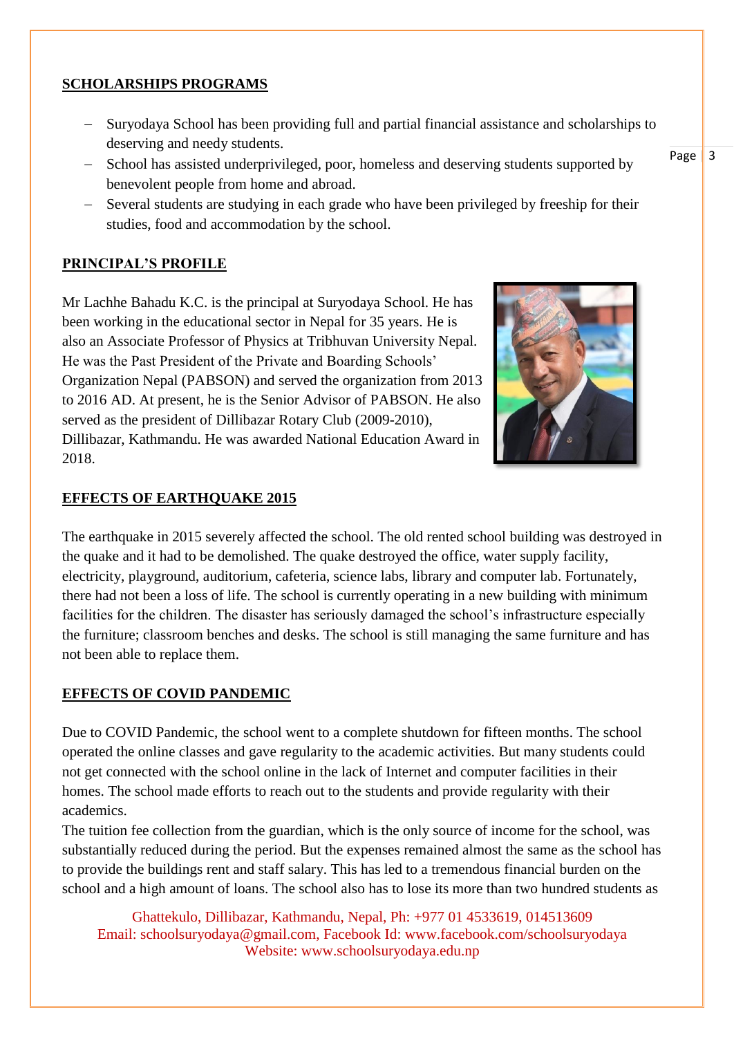## SCHOLARSHIPS PROGRAMS

- Suryodaya School has been providing full and partial financial assistance and scholarships to deserving and needy students.
- School has assisted underprivileged, poor, homeless and deserving students supported by benevolent people from home and abroad.
- Several students are studying in each grade who have been privileged by freeship for their studies, food and accommodation by the school.

## PRINCIPAL'S PROFILE

Mr Lachhe Bahadu K.C. is the principal at Suryodaya School. He has been working in the educational sector in Nepal for 35 years. He is also an Associate Professor of Physics at Tribhuvan University Nepal. He was the Past President of the Private and Boarding Schools' Organization Nepal (PABSON) and served the organization from 2013 to 2016 AD. At present, he is the Senior Advisor of PABSON. He also served as the president of Dillibazar Rotary Club (2009-2010), Dillibazar, Kathmandu. He was awarded National Education Award in 2018.

## EFFECTS OF EARTHQUAKE 2015

The earthquake in 2015 severely affected the school. The old rented school building was destroyed in the quake and it had to be demolished. The quake destroyed the office, water supply facility, electricity, playground, auditorium, cafeteria, science labs, library and computer lab. Fortunately, there had not been a loss of life. The school is currently operating in a new building with minimum facilities for the children. The disaster has seriously damaged the school's infrastructure especially the furniture; classroom benches and desks. The school is still managing the same furniture and has not been able to replace them.

## EFFECTS OF COVID PANDEMIC

Due to COVID Pandemic, the school went to a complete shutdown for fifteen months. The school operated the online classes and gave regularity to the academic activities. But many students could not get connected with the school online in the lack of Internet and computer facilities in their homes. The school made efforts to reach out to the students and provide regularity with their academics.

The tuition fee collection from the guardian, which is the only source of income for the school, was substantially reduced during the period. But the expenses remained almost the same as the school has to provide the buildings rent and staff salary. This has led to a tremendous financial burden on the school and a high amount of loans. The school also has to lose its more than two hundred students as

Ghattekulo, Dillibazar, Kathmandu, Nepal, Ph: +977 01 4533619, 014513609
Email: schoolsuryodaya@gmail.com, Facebook Id: www.facebook.com/schoolsuryodaya
Website: www.schoolsuryodaya.edu.np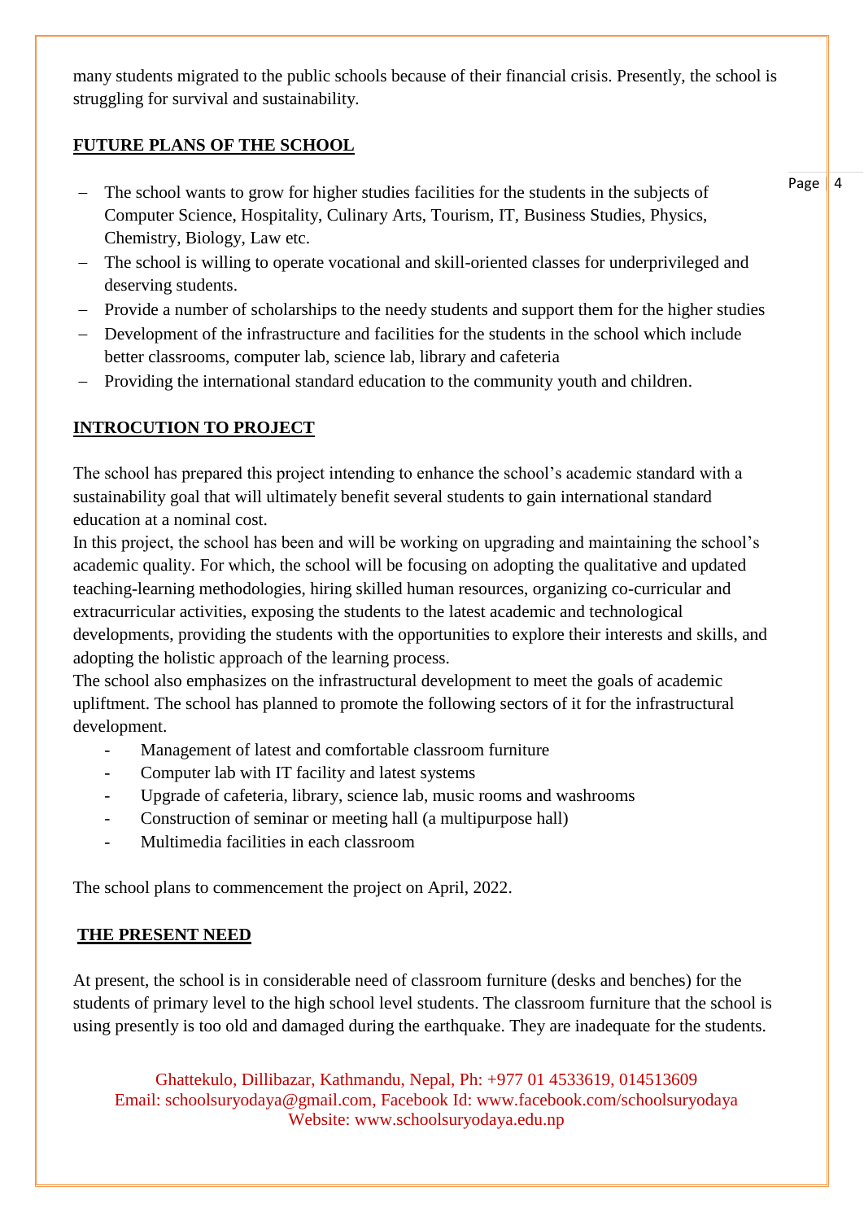many students migrated to the public schools because of their financial crisis. Presently, the school is struggling for survival and sustainability.

## FUTURE PLANS OF THE SCHOOL

- The school wants to grow for higher studies facilities for the students in the subjects of Computer Science, Hospitality, Culinary Arts, Tourism, IT, Business Studies, Physics, Chemistry, Biology, Law etc.
- The school is willing to operate vocational and skill-oriented classes for underprivileged and deserving students.
- Provide a number of scholarships to the needy students and support them for the higher studies
- Development of the infrastructure and facilities for the students in the school which include better classrooms, computer lab, science lab, library and cafeteria
- Providing the international standard education to the community youth and children.

## INTROCUTION TO PROJECT

The school has prepared this project intending to enhance the school's academic standard with a sustainability goal that will ultimately benefit several students to gain international standard education at a nominal cost.

In this project, the school has been and will be working on upgrading and maintaining the school's academic quality. For which, the school will be focusing on adopting the qualitative and updated teaching-learning methodologies, hiring skilled human resources, organizing co-curricular and extracurricular activities, exposing the students to the latest academic and technological developments, providing the students with the opportunities to explore their interests and skills, and adopting the holistic approach of the learning process.

The school also emphasizes on the infrastructural development to meet the goals of academic upliftment. The school has planned to promote the following sectors of it for the infrastructural development.

- Management of latest and comfortable classroom furniture
- Computer lab with IT facility and latest systems
- Upgrade of cafeteria, library, science lab, music rooms and washrooms
- Construction of seminar or meeting hall (a multipurpose hall)
- Multimedia facilities in each classroom

The school plans to commencement the project on April, 2022.

## THE PRESENT NEED

At present, the school is in considerable need of classroom furniture (desks and benches) for the students of primary level to the high school level students. The classroom furniture that the school is using presently is too old and damaged during the earthquake. They are inadequate for the students.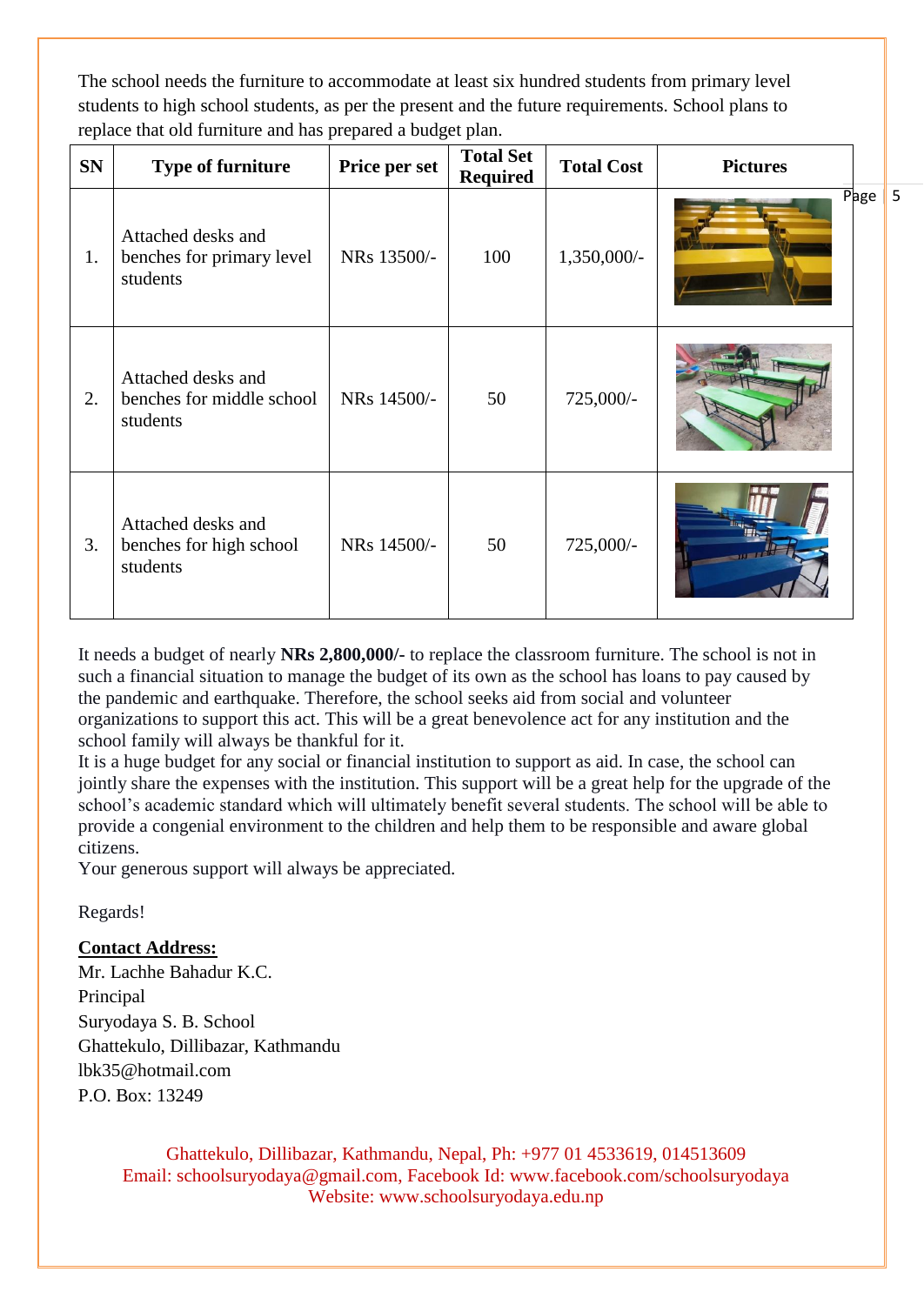The school needs the furniture to accommodate at least six hundred students from primary level students to high school students, as per the present and the future requirements. School plans to replace that old furniture and has prepared a budget plan.

| SN | Type of furniture | Price per set | Total Set Required | Total Cost | Pictures |
|---|---|---|---|---|---|
| 1. | Attached desks and benches for primary level students | NRs 13500/- | 100 | 1,350,000/- | |
| 2. | Attached desks and benches for middle school students | NRs 14500/- | 50 | 725,000/- | |
| 3. | Attached desks and benches for high school students | NRs 14500/- | 50 | 725,000/- | |

It needs a budget of nearly **NRs 2,800,000/-** to replace the classroom furniture. The school is not in such a financial situation to manage the budget of its own as the school has loans to pay caused by the pandemic and earthquake. Therefore, the school seeks aid from social and volunteer organizations to support this act. This will be a great benevolence act for any institution and the school family will always be thankful for it.

It is a huge budget for any social or financial institution to support as aid. In case, the school can jointly share the expenses with the institution. This support will be a great help for the upgrade of the school's academic standard which will ultimately benefit several students. The school will be able to provide a congenial environment to the children and help them to be responsible and aware global citizens.

Your generous support will always be appreciated.

Regards!

**<u>Contact Address:</u>**

Mr. Lachhe Bahadur K.C.
Principal
Suryodaya S. B. School
Ghattekulo, Dillibazar, Kathmandu
lbk35@hotmail.com
P.O. Box: 13249

Ghattekulo, Dillibazar, Kathmandu, Nepal, Ph: +977 01 4533619, 014513609
Email: schoolsuryodaya@gmail.com, Facebook Id: www.facebook.com/schoolsuryodaya
Website: www.schoolsuryodaya.edu.np